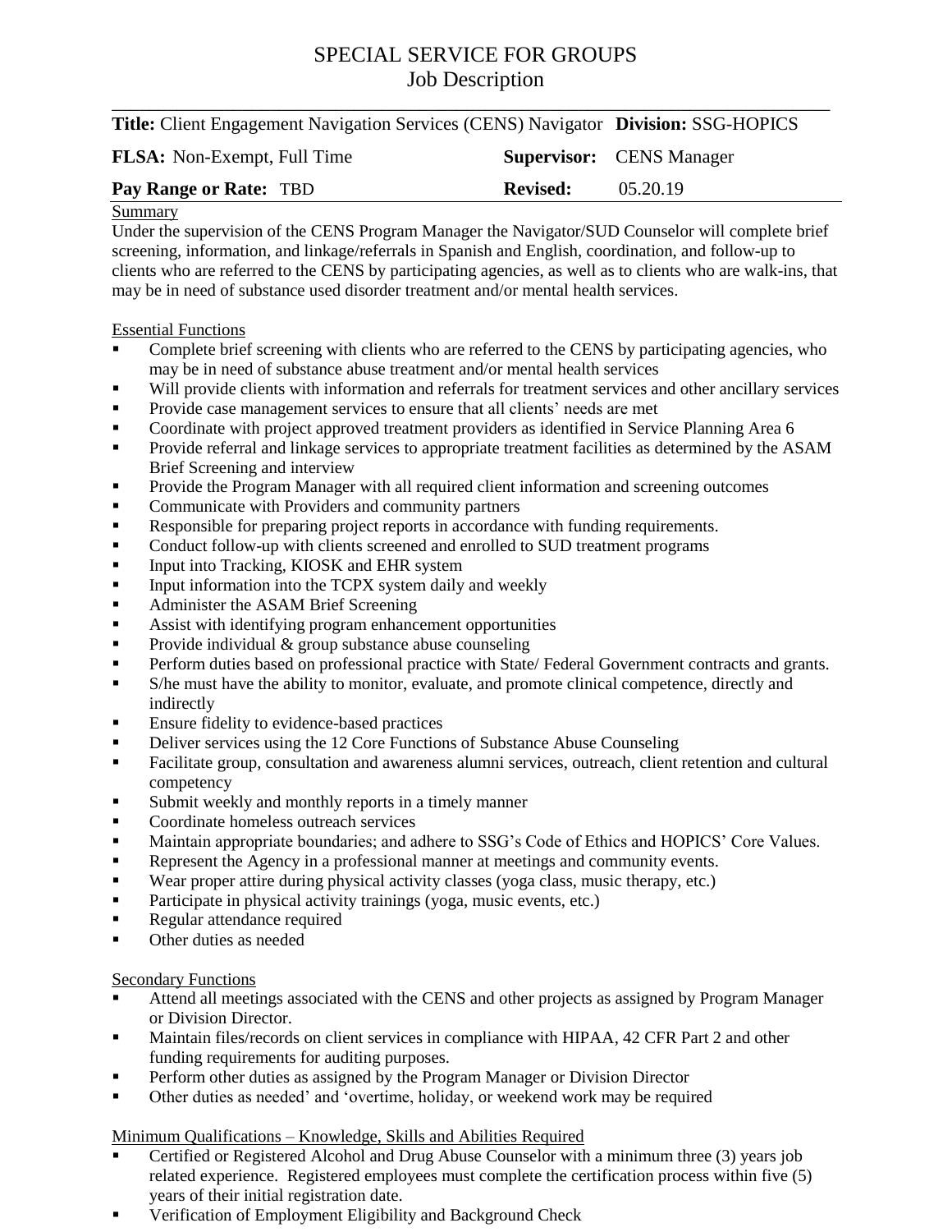# SPECIAL SERVICE FOR GROUPS
## Job Description

| | |
|---|---|
| **Title:** Client Engagement Navigation Services (CENS) Navigator | **Division:** SSG-HOPICS |
| **FLSA:** Non-Exempt, Full Time | **Supervisor:** CENS Manager |
| **Pay Range or Rate:** TBD | **Revised:** 05.20.19 |

### Summary

Under the supervision of the CENS Program Manager the Navigator/SUD Counselor will complete brief screening, information, and linkage/referrals in Spanish and English, coordination, and follow-up to clients who are referred to the CENS by participating agencies, as well as to clients who are walk-ins, that may be in need of substance used disorder treatment and/or mental health services.

### Essential Functions

- Complete brief screening with clients who are referred to the CENS by participating agencies, who may be in need of substance abuse treatment and/or mental health services
- Will provide clients with information and referrals for treatment services and other ancillary services
- Provide case management services to ensure that all clients' needs are met
- Coordinate with project approved treatment providers as identified in Service Planning Area 6
- Provide referral and linkage services to appropriate treatment facilities as determined by the ASAM Brief Screening and interview
- Provide the Program Manager with all required client information and screening outcomes
- Communicate with Providers and community partners
- Responsible for preparing project reports in accordance with funding requirements.
- Conduct follow-up with clients screened and enrolled to SUD treatment programs
- Input into Tracking, KIOSK and EHR system
- Input information into the TCPX system daily and weekly
- Administer the ASAM Brief Screening
- Assist with identifying program enhancement opportunities
- Provide individual & group substance abuse counseling
- Perform duties based on professional practice with State/ Federal Government contracts and grants.
- S/he must have the ability to monitor, evaluate, and promote clinical competence, directly and indirectly
- Ensure fidelity to evidence-based practices
- Deliver services using the 12 Core Functions of Substance Abuse Counseling
- Facilitate group, consultation and awareness alumni services, outreach, client retention and cultural competency
- Submit weekly and monthly reports in a timely manner
- Coordinate homeless outreach services
- Maintain appropriate boundaries; and adhere to SSG's Code of Ethics and HOPICS' Core Values.
- Represent the Agency in a professional manner at meetings and community events.
- Wear proper attire during physical activity classes (yoga class, music therapy, etc.)
- Participate in physical activity trainings (yoga, music events, etc.)
- Regular attendance required
- Other duties as needed

### Secondary Functions

- Attend all meetings associated with the CENS and other projects as assigned by Program Manager or Division Director.
- Maintain files/records on client services in compliance with HIPAA, 42 CFR Part 2 and other funding requirements for auditing purposes.
- Perform other duties as assigned by the Program Manager or Division Director
- Other duties as needed' and 'overtime, holiday, or weekend work may be required

### Minimum Qualifications – Knowledge, Skills and Abilities Required

- Certified or Registered Alcohol and Drug Abuse Counselor with a minimum three (3) years job related experience. Registered employees must complete the certification process within five (5) years of their initial registration date.
- Verification of Employment Eligibility and Background Check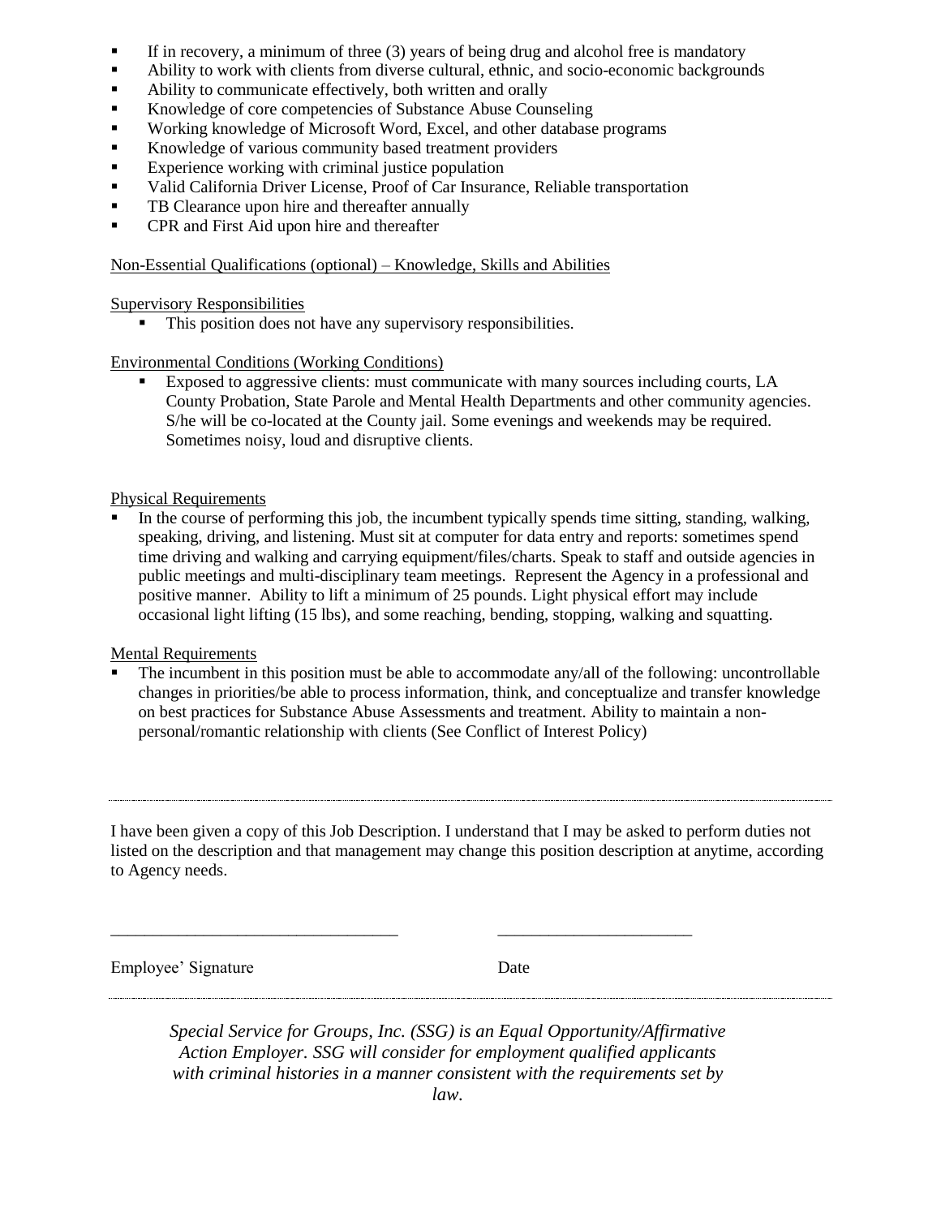- If in recovery, a minimum of three (3) years of being drug and alcohol free is mandatory
- Ability to work with clients from diverse cultural, ethnic, and socio-economic backgrounds
- Ability to communicate effectively, both written and orally
- Knowledge of core competencies of Substance Abuse Counseling
- Working knowledge of Microsoft Word, Excel, and other database programs
- Knowledge of various community based treatment providers
- Experience working with criminal justice population
- Valid California Driver License, Proof of Car Insurance, Reliable transportation
- TB Clearance upon hire and thereafter annually
- CPR and First Aid upon hire and thereafter

Non-Essential Qualifications (optional) – Knowledge, Skills and Abilities

Supervisory Responsibilities

- This position does not have any supervisory responsibilities.

Environmental Conditions (Working Conditions)

- Exposed to aggressive clients: must communicate with many sources including courts, LA County Probation, State Parole and Mental Health Departments and other community agencies. S/he will be co-located at the County jail. Some evenings and weekends may be required. Sometimes noisy, loud and disruptive clients.

Physical Requirements

- In the course of performing this job, the incumbent typically spends time sitting, standing, walking, speaking, driving, and listening. Must sit at computer for data entry and reports: sometimes spend time driving and walking and carrying equipment/files/charts. Speak to staff and outside agencies in public meetings and multi-disciplinary team meetings. Represent the Agency in a professional and positive manner. Ability to lift a minimum of 25 pounds. Light physical effort may include occasional light lifting (15 lbs), and some reaching, bending, stopping, walking and squatting.

Mental Requirements

- The incumbent in this position must be able to accommodate any/all of the following: uncontrollable changes in priorities/be able to process information, think, and conceptualize and transfer knowledge on best practices for Substance Abuse Assessments and treatment. Ability to maintain a non-personal/romantic relationship with clients (See Conflict of Interest Policy)

---

I have been given a copy of this Job Description. I understand that I may be asked to perform duties not listed on the description and that management may change this position description at anytime, according to Agency needs.

\_\_\_\_\_\_\_\_\_\_\_\_\_\_\_\_\_\_\_\_\_\_\_\_\_\_\_\_\_\_\_\_\_\_ \_\_\_\_\_\_\_\_\_\_\_\_\_\_\_\_\_\_\_\_\_\_\_

Employee' Signature Date

---

*Special Service for Groups, Inc. (SSG) is an Equal Opportunity/Affirmative Action Employer. SSG will consider for employment qualified applicants with criminal histories in a manner consistent with the requirements set by law.*